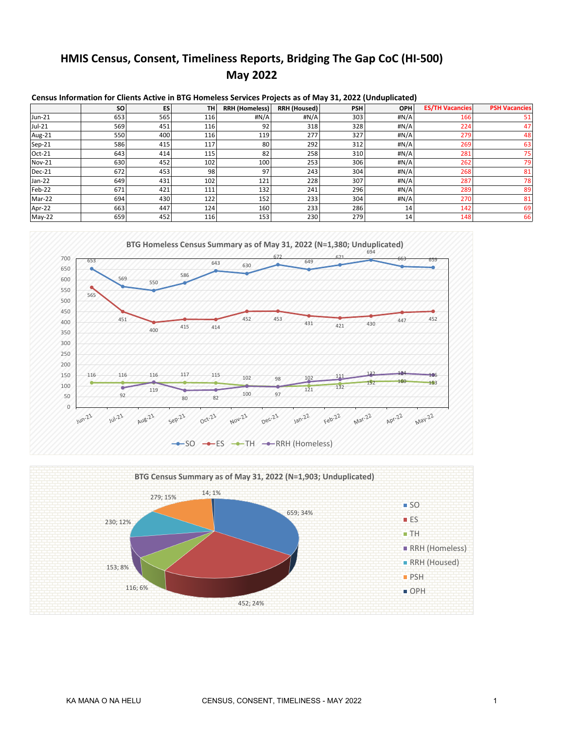# HMIS Census, Consent, Timeliness Reports, Bridging The Gap CoC (HI-500)
# May 2022

**Census Information for Clients Active in BTG Homeless Services Projects as of May 31, 2022 (Unduplicated)**

| | SO | ES | TH | RRH (Homeless) | RRH (Housed) | PSH | OPH | ES/TH Vacancies | PSH Vacancies |
|---|---|---|---|---|---|---|---|---|---|
| Jun-21 | 653 | 565 | 116 | #N/A | #N/A | 303 | #N/A | 166 | 51 |
| Jul-21 | 569 | 451 | 116 | 92 | 318 | 328 | #N/A | 224 | 47 |
| Aug-21 | 550 | 400 | 116 | 119 | 277 | 327 | #N/A | 279 | 48 |
| Sep-21 | 586 | 415 | 117 | 80 | 292 | 312 | #N/A | 269 | 63 |
| Oct-21 | 643 | 414 | 115 | 82 | 258 | 310 | #N/A | 281 | 75 |
| Nov-21 | 630 | 452 | 102 | 100 | 253 | 306 | #N/A | 262 | 79 |
| Dec-21 | 672 | 453 | 98 | 97 | 243 | 304 | #N/A | 268 | 81 |
| Jan-22 | 649 | 431 | 102 | 121 | 228 | 307 | #N/A | 287 | 78 |
| Feb-22 | 671 | 421 | 111 | 132 | 241 | 296 | #N/A | 289 | 89 |
| Mar-22 | 694 | 430 | 122 | 152 | 233 | 304 | #N/A | 270 | 81 |
| Apr-22 | 663 | 447 | 124 | 160 | 233 | 286 | 14 | 142 | 69 |
| May-22 | 659 | 452 | 116 | 153 | 230 | 279 | 14 | 148 | 66 |

**BTG Homeless Census Summary as of May 31, 2022 (N=1,380; Unduplicated)**

| | Jun-21 | Jul-21 | Aug-21 | Sep-21 | Oct-21 | Nov-21 | Dec-21 | Jan-22 | Feb-22 | Mar-22 | Apr-22 | May-22 |
|---|---|---|---|---|---|---|---|---|---|---|---|---|
| SO | 653 | 569 | 550 | 586 | 643 | 630 | 672 | 649 | 671 | 694 | 663 | 659 |
| ES | 565 | 451 | 400 | 415 | 414 | 452 | 453 | 431 | 421 | 430 | 447 | 452 |
| TH | 116 | 116 | 116 | 117 | 115 | 102 | 98 | 102 | 111 | 122 | 124 | 116 |
| RRH (Homeless) | | 92 | 119 | 80 | 82 | 100 | 97 | 121 | 132 | 152 | 160 | 153 |

**BTG Census Summary as of May 31, 2022 (N=1,903; Unduplicated)**

| Category | Count; % |
|---|---|
| SO | 659; 34% |
| ES | 452; 24% |
| TH | 116; 6% |
| RRH (Homeless) | 153; 8% |
| RRH (Housed) | 230; 12% |
| PSH | 279; 15% |
| OPH | 14; 1% |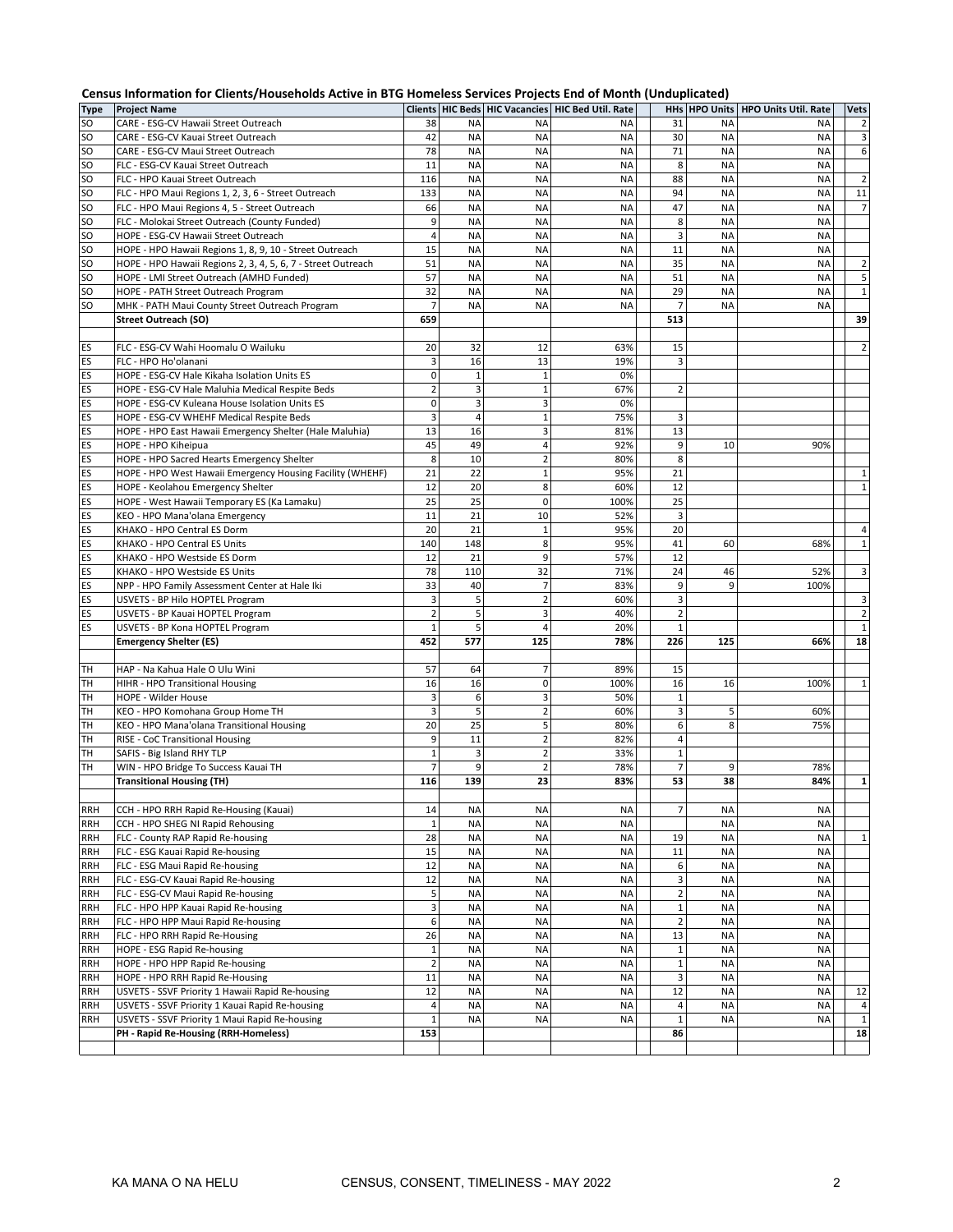## Census Information for Clients/Households Active in BTG Homeless Services Projects End of Month (Unduplicated)

| Type | Project Name | Clients | HIC Beds | HIC Vacancies | HIC Bed Util. Rate | | HHs | HPO Units | HPO Units Util. Rate | | Vets |
|---|---|---|---|---|---|---|---|---|---|---|---|
| SO | CARE - ESG-CV Hawaii Street Outreach | 38 | NA | NA | NA | | 31 | NA | NA | | 2 |
| SO | CARE - ESG-CV Kauai Street Outreach | 42 | NA | NA | NA | | 30 | NA | NA | | 3 |
| SO | CARE - ESG-CV Maui Street Outreach | 78 | NA | NA | NA | | 71 | NA | NA | | 6 |
| SO | FLC - ESG-CV Kauai Street Outreach | 11 | NA | NA | NA | | 8 | NA | NA | | |
| SO | FLC - HPO Kauai Street Outreach | 116 | NA | NA | NA | | 88 | NA | NA | | 2 |
| SO | FLC - HPO Maui Regions 1, 2, 3, 6 - Street Outreach | 133 | NA | NA | NA | | 94 | NA | NA | | 11 |
| SO | FLC - HPO Maui Regions 4, 5 - Street Outreach | 66 | NA | NA | NA | | 47 | NA | NA | | 7 |
| SO | FLC - Molokai Street Outreach (County Funded) | 9 | NA | NA | NA | | 8 | NA | NA | | |
| SO | HOPE - ESG-CV Hawaii Street Outreach | 4 | NA | NA | NA | | 3 | NA | NA | | |
| SO | HOPE - HPO Hawaii Regions 1, 8, 9, 10 - Street Outreach | 15 | NA | NA | NA | | 11 | NA | NA | | |
| SO | HOPE - HPO Hawaii Regions 2, 3, 4, 5, 6, 7 - Street Outreach | 51 | NA | NA | NA | | 35 | NA | NA | | 2 |
| SO | HOPE - LMI Street Outreach (AMHD Funded) | 57 | NA | NA | NA | | 51 | NA | NA | | 5 |
| SO | HOPE - PATH Street Outreach Program | 32 | NA | NA | NA | | 29 | NA | NA | | 1 |
| SO | MHK - PATH Maui County Street Outreach Program | 7 | NA | NA | NA | | 7 | NA | NA | | |
| | **Street Outreach (SO)** | **659** | | | | | **513** | | | | **39** |
| | | | | | | | | | | | |
| ES | FLC - ESG-CV Wahi Hoomalu O Wailuku | 20 | 32 | 12 | 63% | | 15 | | | | 2 |
| ES | FLC - HPO Ho'olanani | 3 | 16 | 13 | 19% | | 3 | | | | |
| ES | HOPE - ESG-CV Hale Kikaha Isolation Units ES | 0 | 1 | 1 | 0% | | | | | | |
| ES | HOPE - ESG-CV Hale Maluhia Medical Respite Beds | 2 | 3 | 1 | 67% | | 2 | | | | |
| ES | HOPE - ESG-CV Kuleana House Isolation Units ES | 0 | 3 | 3 | 0% | | | | | | |
| ES | HOPE - ESG-CV WHEHF Medical Respite Beds | 3 | 4 | 1 | 75% | | 3 | | | | |
| ES | HOPE - HPO East Hawaii Emergency Shelter (Hale Maluhia) | 13 | 16 | 3 | 81% | | 13 | | | | |
| ES | HOPE - HPO Kiheipua | 45 | 49 | 4 | 92% | | 9 | 10 | 90% | | |
| ES | HOPE - HPO Sacred Hearts Emergency Shelter | 8 | 10 | 2 | 80% | | 8 | | | | |
| ES | HOPE - HPO West Hawaii Emergency Housing Facility (WHEHF) | 21 | 22 | 1 | 95% | | 21 | | | | 1 |
| ES | HOPE - Keolahou Emergency Shelter | 12 | 20 | 8 | 60% | | 12 | | | | 1 |
| ES | HOPE - West Hawaii Temporary ES (Ka Lamaku) | 25 | 25 | 0 | 100% | | 25 | | | | |
| ES | KEO - HPO Mana'olana Emergency | 11 | 21 | 10 | 52% | | 3 | | | | |
| ES | KHAKO - HPO Central ES Dorm | 20 | 21 | 1 | 95% | | 20 | | | | 4 |
| ES | KHAKO - HPO Central ES Units | 140 | 148 | 8 | 95% | | 41 | 60 | 68% | | 1 |
| ES | KHAKO - HPO Westside ES Dorm | 12 | 21 | 9 | 57% | | 12 | | | | |
| ES | KHAKO - HPO Westside ES Units | 78 | 110 | 32 | 71% | | 24 | 46 | 52% | | 3 |
| ES | NPP - HPO Family Assessment Center at Hale Iki | 33 | 40 | 7 | 83% | | 9 | 9 | 100% | | |
| ES | USVETS - BP Hilo HOPTEL Program | 3 | 5 | 2 | 60% | | 3 | | | | 3 |
| ES | USVETS - BP Kauai HOPTEL Program | 2 | 5 | 3 | 40% | | 2 | | | | 2 |
| ES | USVETS - BP Kona HOPTEL Program | 1 | 5 | 4 | 20% | | 1 | | | | 1 |
| | **Emergency Shelter (ES)** | **452** | **577** | **125** | **78%** | | **226** | **125** | **66%** | | **18** |
| | | | | | | | | | | | |
| TH | HAP - Na Kahua Hale O Ulu Wini | 57 | 64 | 7 | 89% | | 15 | | | | |
| TH | HIHR - HPO Transitional Housing | 16 | 16 | 0 | 100% | | 16 | 16 | 100% | | 1 |
| TH | HOPE - Wilder House | 3 | 6 | 3 | 50% | | 1 | | | | |
| TH | KEO - HPO Komohana Group Home TH | 3 | 5 | 2 | 60% | | 3 | 5 | 60% | | |
| TH | KEO - HPO Mana'olana Transitional Housing | 20 | 25 | 5 | 80% | | 6 | 8 | 75% | | |
| TH | RISE - CoC Transitional Housing | 9 | 11 | 2 | 82% | | 4 | | | | |
| TH | SAFIS - Big Island RHY TLP | 1 | 3 | 2 | 33% | | 1 | | | | |
| TH | WIN - HPO Bridge To Success Kauai TH | 7 | 9 | 2 | 78% | | 7 | 9 | 78% | | |
| | **Transitional Housing (TH)** | **116** | **139** | **23** | **83%** | | **53** | **38** | **84%** | | **1** |
| | | | | | | | | | | | |
| RRH | CCH - HPO RRH Rapid Re-Housing (Kauai) | 14 | NA | NA | NA | | 7 | NA | NA | | |
| RRH | CCH - HPO SHEG NI Rapid Rehousing | 1 | NA | NA | NA | | | NA | NA | | |
| RRH | FLC - County RAP Rapid Re-housing | 28 | NA | NA | NA | | 19 | NA | NA | | 1 |
| RRH | FLC - ESG Kauai Rapid Re-housing | 15 | NA | NA | NA | | 11 | NA | NA | | |
| RRH | FLC - ESG Maui Rapid Re-housing | 12 | NA | NA | NA | | 6 | NA | NA | | |
| RRH | FLC - ESG-CV Kauai Rapid Re-housing | 12 | NA | NA | NA | | 3 | NA | NA | | |
| RRH | FLC - ESG-CV Maui Rapid Re-housing | 5 | NA | NA | NA | | 2 | NA | NA | | |
| RRH | FLC - HPO HPP Kauai Rapid Re-housing | 3 | NA | NA | NA | | 1 | NA | NA | | |
| RRH | FLC - HPO HPP Maui Rapid Re-housing | 6 | NA | NA | NA | | 2 | NA | NA | | |
| RRH | FLC - HPO RRH Rapid Re-Housing | 26 | NA | NA | NA | | 13 | NA | NA | | |
| RRH | HOPE - ESG Rapid Re-housing | 1 | NA | NA | NA | | 1 | NA | NA | | |
| RRH | HOPE - HPO HPP Rapid Re-housing | 2 | NA | NA | NA | | 1 | NA | NA | | |
| RRH | HOPE - HPO RRH Rapid Re-Housing | 11 | NA | NA | NA | | 3 | NA | NA | | |
| RRH | USVETS - SSVF Priority 1 Hawaii Rapid Re-housing | 12 | NA | NA | NA | | 12 | NA | NA | | 12 |
| RRH | USVETS - SSVF Priority 1 Kauai Rapid Re-housing | 4 | NA | NA | NA | | 4 | NA | NA | | 4 |
| RRH | USVETS - SSVF Priority 1 Maui Rapid Re-housing | 1 | NA | NA | NA | | 1 | NA | NA | | 1 |
| | **PH - Rapid Re-Housing (RRH-Homeless)** | **153** | | | | | **86** | | | | **18** |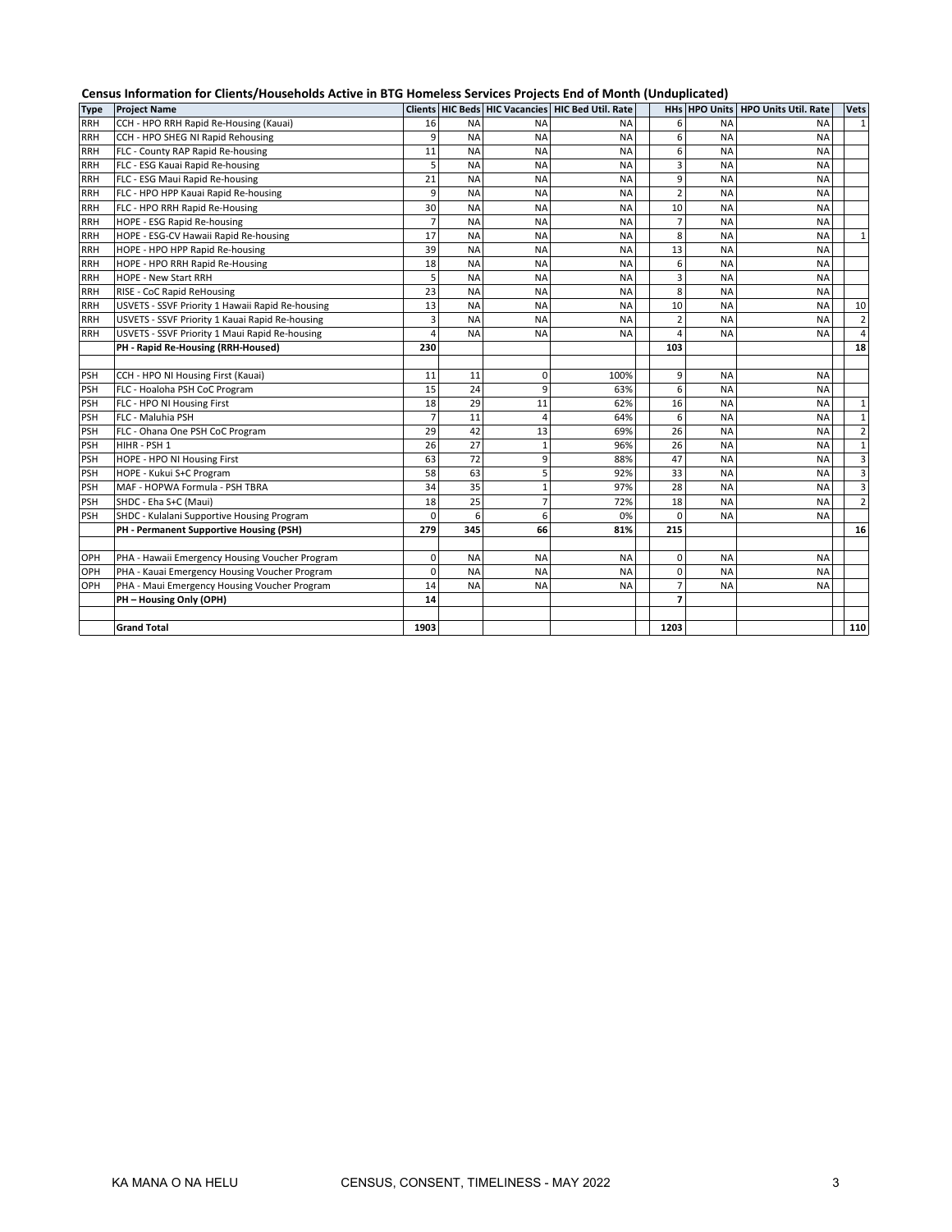**Census Information for Clients/Households Active in BTG Homeless Services Projects End of Month (Unduplicated)**

| Type | Project Name | Clients | HIC Beds | HIC Vacancies | HIC Bed Util. Rate | | HHs | HPO Units | HPO Units Util. Rate | | Vets |
|---|---|---|---|---|---|---|---|---|---|---|---|
| RRH | CCH - HPO RRH Rapid Re-Housing (Kauai) | 16 | NA | NA | NA | | 6 | NA | NA | | 1 |
| RRH | CCH - HPO SHEG NI Rapid Rehousing | 9 | NA | NA | NA | | 6 | NA | NA | | |
| RRH | FLC - County RAP Rapid Re-housing | 11 | NA | NA | NA | | 6 | NA | NA | | |
| RRH | FLC - ESG Kauai Rapid Re-housing | 5 | NA | NA | NA | | 3 | NA | NA | | |
| RRH | FLC - ESG Maui Rapid Re-housing | 21 | NA | NA | NA | | 9 | NA | NA | | |
| RRH | FLC - HPO HPP Kauai Rapid Re-housing | 9 | NA | NA | NA | | 2 | NA | NA | | |
| RRH | FLC - HPO RRH Rapid Re-Housing | 30 | NA | NA | NA | | 10 | NA | NA | | |
| RRH | HOPE - ESG Rapid Re-housing | 7 | NA | NA | NA | | 7 | NA | NA | | |
| RRH | HOPE - ESG-CV Hawaii Rapid Re-housing | 17 | NA | NA | NA | | 8 | NA | NA | | 1 |
| RRH | HOPE - HPO HPP Rapid Re-housing | 39 | NA | NA | NA | | 13 | NA | NA | | |
| RRH | HOPE - HPO RRH Rapid Re-Housing | 18 | NA | NA | NA | | 6 | NA | NA | | |
| RRH | HOPE - New Start RRH | 5 | NA | NA | NA | | 3 | NA | NA | | |
| RRH | RISE - CoC Rapid ReHousing | 23 | NA | NA | NA | | 8 | NA | NA | | |
| RRH | USVETS - SSVF Priority 1 Hawaii Rapid Re-housing | 13 | NA | NA | NA | | 10 | NA | NA | | 10 |
| RRH | USVETS - SSVF Priority 1 Kauai Rapid Re-housing | 3 | NA | NA | NA | | 2 | NA | NA | | 2 |
| RRH | USVETS - SSVF Priority 1 Maui Rapid Re-housing | 4 | NA | NA | NA | | 4 | NA | NA | | 4 |
| | **PH - Rapid Re-Housing (RRH-Housed)** | **230** | | | | | **103** | | | | **18** |
| | | | | | | | | | | | |
| PSH | CCH - HPO NI Housing First (Kauai) | 11 | 11 | 0 | 100% | | 9 | NA | NA | | |
| PSH | FLC - Hoaloha PSH CoC Program | 15 | 24 | 9 | 63% | | 6 | NA | NA | | |
| PSH | FLC - HPO NI Housing First | 18 | 29 | 11 | 62% | | 16 | NA | NA | | 1 |
| PSH | FLC - Maluhia PSH | 7 | 11 | 4 | 64% | | 6 | NA | NA | | 1 |
| PSH | FLC - Ohana One PSH CoC Program | 29 | 42 | 13 | 69% | | 26 | NA | NA | | 2 |
| PSH | HIHR - PSH 1 | 26 | 27 | 1 | 96% | | 26 | NA | NA | | 1 |
| PSH | HOPE - HPO NI Housing First | 63 | 72 | 9 | 88% | | 47 | NA | NA | | 3 |
| PSH | HOPE - Kukui S+C Program | 58 | 63 | 5 | 92% | | 33 | NA | NA | | 3 |
| PSH | MAF - HOPWA Formula - PSH TBRA | 34 | 35 | 1 | 97% | | 28 | NA | NA | | 3 |
| PSH | SHDC - Eha S+C (Maui) | 18 | 25 | 7 | 72% | | 18 | NA | NA | | 2 |
| PSH | SHDC - Kulalani Supportive Housing Program | 0 | 6 | 6 | 0% | | 0 | NA | NA | | |
| | **PH - Permanent Supportive Housing (PSH)** | **279** | **345** | **66** | **81%** | | **215** | | | | **16** |
| | | | | | | | | | | | |
| OPH | PHA - Hawaii Emergency Housing Voucher Program | 0 | NA | NA | NA | | 0 | NA | NA | | |
| OPH | PHA - Kauai Emergency Housing Voucher Program | 0 | NA | NA | NA | | 0 | NA | NA | | |
| OPH | PHA - Maui Emergency Housing Voucher Program | 14 | NA | NA | NA | | 7 | NA | NA | | |
| | **PH – Housing Only (OPH)** | **14** | | | | | **7** | | | | |
| | | | | | | | | | | | |
| | **Grand Total** | **1903** | | | | | **1203** | | | | **110** |

KA MANA O NA HELU CENSUS, CONSENT, TIMELINESS - MAY 2022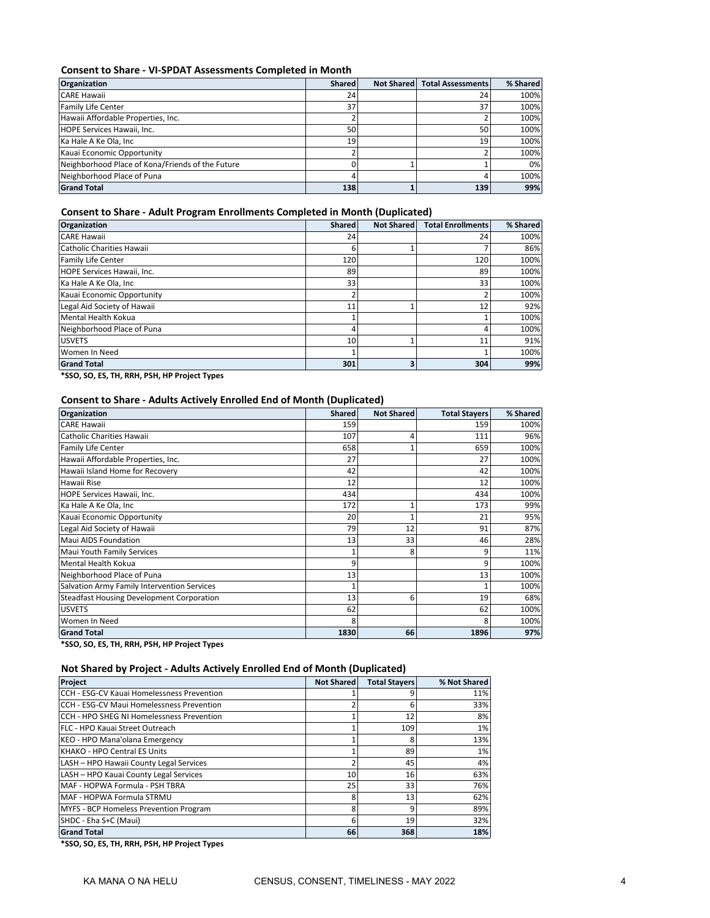### Consent to Share - VI-SPDAT Assessments Completed in Month

| Organization | Shared | Not Shared | Total Assessments | % Shared |
|---|---|---|---|---|
| CARE Hawaii | 24 | | 24 | 100% |
| Family Life Center | 37 | | 37 | 100% |
| Hawaii Affordable Properties, Inc. | 2 | | 2 | 100% |
| HOPE Services Hawaii, Inc. | 50 | | 50 | 100% |
| Ka Hale A Ke Ola, Inc | 19 | | 19 | 100% |
| Kauai Economic Opportunity | 2 | | 2 | 100% |
| Neighborhood Place of Kona/Friends of the Future | 0 | 1 | 1 | 0% |
| Neighborhood Place of Puna | 4 | | 4 | 100% |
| **Grand Total** | **138** | **1** | **139** | **99%** |

### Consent to Share - Adult Program Enrollments Completed in Month (Duplicated)

| Organization | Shared | Not Shared | Total Enrollments | % Shared |
|---|---|---|---|---|
| CARE Hawaii | 24 | | 24 | 100% |
| Catholic Charities Hawaii | 6 | 1 | 7 | 86% |
| Family Life Center | 120 | | 120 | 100% |
| HOPE Services Hawaii, Inc. | 89 | | 89 | 100% |
| Ka Hale A Ke Ola, Inc | 33 | | 33 | 100% |
| Kauai Economic Opportunity | 2 | | 2 | 100% |
| Legal Aid Society of Hawaii | 11 | 1 | 12 | 92% |
| Mental Health Kokua | 1 | | 1 | 100% |
| Neighborhood Place of Puna | 4 | | 4 | 100% |
| USVETS | 10 | 1 | 11 | 91% |
| Women In Need | 1 | | 1 | 100% |
| **Grand Total** | **301** | **3** | **304** | **99%** |

***SSO, SO, ES, TH, RRH, PSH, HP Project Types**

### Consent to Share - Adults Actively Enrolled End of Month (Duplicated)

| Organization | Shared | Not Shared | Total Stayers | % Shared |
|---|---|---|---|---|
| CARE Hawaii | 159 | | 159 | 100% |
| Catholic Charities Hawaii | 107 | 4 | 111 | 96% |
| Family Life Center | 658 | 1 | 659 | 100% |
| Hawaii Affordable Properties, Inc. | 27 | | 27 | 100% |
| Hawaii Island Home for Recovery | 42 | | 42 | 100% |
| Hawaii Rise | 12 | | 12 | 100% |
| HOPE Services Hawaii, Inc. | 434 | | 434 | 100% |
| Ka Hale A Ke Ola, Inc | 172 | 1 | 173 | 99% |
| Kauai Economic Opportunity | 20 | 1 | 21 | 95% |
| Legal Aid Society of Hawaii | 79 | 12 | 91 | 87% |
| Maui AIDS Foundation | 13 | 33 | 46 | 28% |
| Maui Youth Family Services | 1 | 8 | 9 | 11% |
| Mental Health Kokua | 9 | | 9 | 100% |
| Neighborhood Place of Puna | 13 | | 13 | 100% |
| Salvation Army Family Intervention Services | 1 | | 1 | 100% |
| Steadfast Housing Development Corporation | 13 | 6 | 19 | 68% |
| USVETS | 62 | | 62 | 100% |
| Women In Need | 8 | | 8 | 100% |
| **Grand Total** | **1830** | **66** | **1896** | **97%** |

***SSO, SO, ES, TH, RRH, PSH, HP Project Types**

### Not Shared by Project - Adults Actively Enrolled End of Month (Duplicated)

| Project | Not Shared | Total Stayers | % Not Shared |
|---|---|---|---|
| CCH - ESG-CV Kauai Homelessness Prevention | 1 | 9 | 11% |
| CCH - ESG-CV Maui Homelessness Prevention | 2 | 6 | 33% |
| CCH - HPO SHEG NI Homelessness Prevention | 1 | 12 | 8% |
| FLC - HPO Kauai Street Outreach | 1 | 109 | 1% |
| KEO - HPO Mana'olana Emergency | 1 | 8 | 13% |
| KHAKO - HPO Central ES Units | 1 | 89 | 1% |
| LASH – HPO Hawaii County Legal Services | 2 | 45 | 4% |
| LASH – HPO Kauai County Legal Services | 10 | 16 | 63% |
| MAF - HOPWA Formula - PSH TBRA | 25 | 33 | 76% |
| MAF - HOPWA Formula STRMU | 8 | 13 | 62% |
| MYFS - BCP Homeless Prevention Program | 8 | 9 | 89% |
| SHDC - Eha S+C (Maui) | 6 | 19 | 32% |
| **Grand Total** | **66** | **368** | **18%** |

***SSO, SO, ES, TH, RRH, PSH, HP Project Types**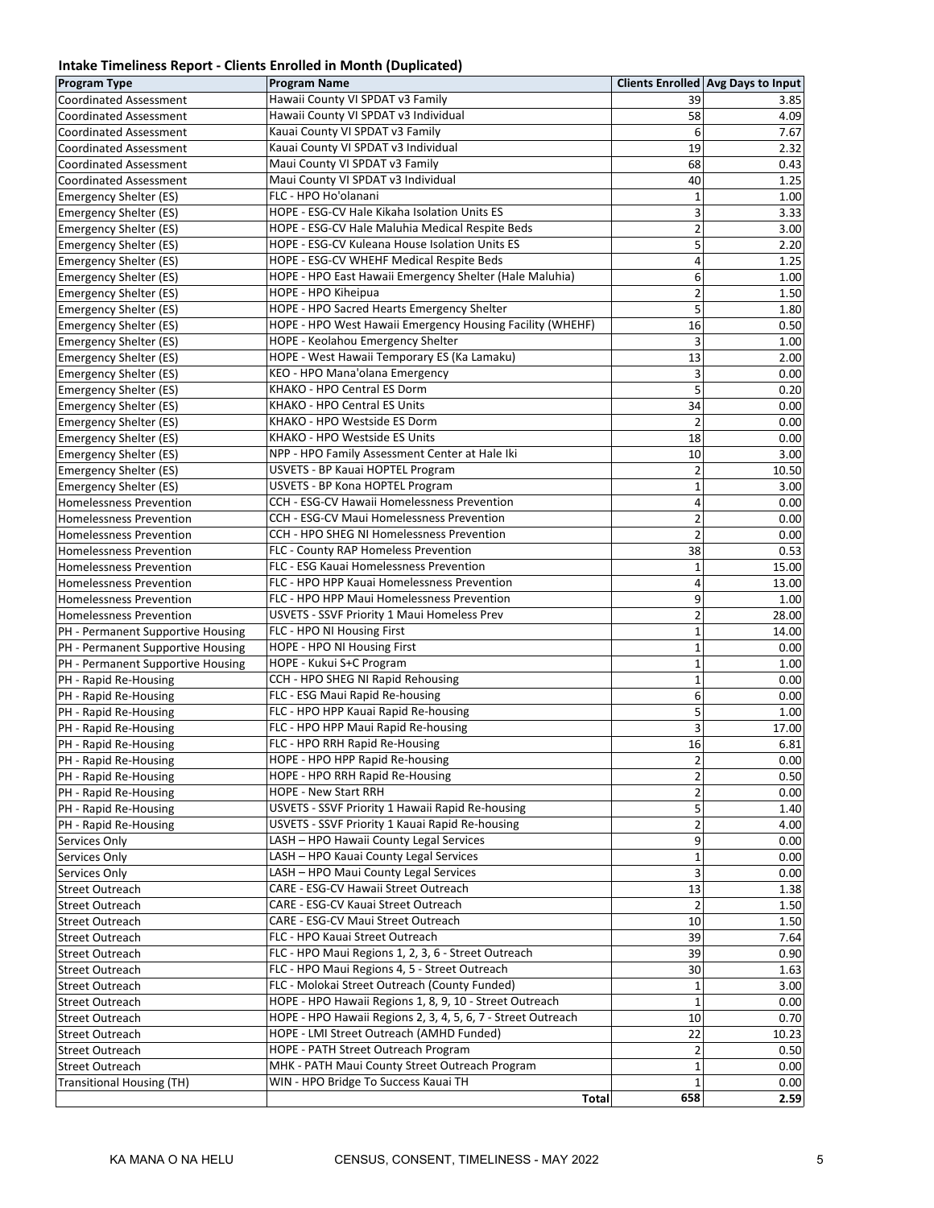## Intake Timeliness Report - Clients Enrolled in Month (Duplicated)

| Program Type | Program Name | Clients Enrolled | Avg Days to Input |
|---|---|---|---|
| Coordinated Assessment | Hawaii County VI SPDAT v3 Family | 39 | 3.85 |
| Coordinated Assessment | Hawaii County VI SPDAT v3 Individual | 58 | 4.09 |
| Coordinated Assessment | Kauai County VI SPDAT v3 Family | 6 | 7.67 |
| Coordinated Assessment | Kauai County VI SPDAT v3 Individual | 19 | 2.32 |
| Coordinated Assessment | Maui County VI SPDAT v3 Family | 68 | 0.43 |
| Coordinated Assessment | Maui County VI SPDAT v3 Individual | 40 | 1.25 |
| Emergency Shelter (ES) | FLC - HPO Ho'olanani | 1 | 1.00 |
| Emergency Shelter (ES) | HOPE - ESG-CV Hale Kikaha Isolation Units ES | 3 | 3.33 |
| Emergency Shelter (ES) | HOPE - ESG-CV Hale Maluhia Medical Respite Beds | 2 | 3.00 |
| Emergency Shelter (ES) | HOPE - ESG-CV Kuleana House Isolation Units ES | 5 | 2.20 |
| Emergency Shelter (ES) | HOPE - ESG-CV WHEHF Medical Respite Beds | 4 | 1.25 |
| Emergency Shelter (ES) | HOPE - HPO East Hawaii Emergency Shelter (Hale Maluhia) | 6 | 1.00 |
| Emergency Shelter (ES) | HOPE - HPO Kiheipua | 2 | 1.50 |
| Emergency Shelter (ES) | HOPE - HPO Sacred Hearts Emergency Shelter | 5 | 1.80 |
| Emergency Shelter (ES) | HOPE - HPO West Hawaii Emergency Housing Facility (WHEHF) | 16 | 0.50 |
| Emergency Shelter (ES) | HOPE - Keolahou Emergency Shelter | 3 | 1.00 |
| Emergency Shelter (ES) | HOPE - West Hawaii Temporary ES (Ka Lamaku) | 13 | 2.00 |
| Emergency Shelter (ES) | KEO - HPO Mana'olana Emergency | 3 | 0.00 |
| Emergency Shelter (ES) | KHAKO - HPO Central ES Dorm | 5 | 0.20 |
| Emergency Shelter (ES) | KHAKO - HPO Central ES Units | 34 | 0.00 |
| Emergency Shelter (ES) | KHAKO - HPO Westside ES Dorm | 2 | 0.00 |
| Emergency Shelter (ES) | KHAKO - HPO Westside ES Units | 18 | 0.00 |
| Emergency Shelter (ES) | NPP - HPO Family Assessment Center at Hale Iki | 10 | 3.00 |
| Emergency Shelter (ES) | USVETS - BP Kauai HOPTEL Program | 2 | 10.50 |
| Emergency Shelter (ES) | USVETS - BP Kona HOPTEL Program | 1 | 3.00 |
| Homelessness Prevention | CCH - ESG-CV Hawaii Homelessness Prevention | 4 | 0.00 |
| Homelessness Prevention | CCH - ESG-CV Maui Homelessness Prevention | 2 | 0.00 |
| Homelessness Prevention | CCH - HPO SHEG NI Homelessness Prevention | 2 | 0.00 |
| Homelessness Prevention | FLC - County RAP Homeless Prevention | 38 | 0.53 |
| Homelessness Prevention | FLC - ESG Kauai Homelessness Prevention | 1 | 15.00 |
| Homelessness Prevention | FLC - HPO HPP Kauai Homelessness Prevention | 4 | 13.00 |
| Homelessness Prevention | FLC - HPO HPP Maui Homelessness Prevention | 9 | 1.00 |
| Homelessness Prevention | USVETS - SSVF Priority 1 Maui Homeless Prev | 2 | 28.00 |
| PH - Permanent Supportive Housing | FLC - HPO NI Housing First | 1 | 14.00 |
| PH - Permanent Supportive Housing | HOPE - HPO NI Housing First | 1 | 0.00 |
| PH - Permanent Supportive Housing | HOPE - Kukui S+C Program | 1 | 1.00 |
| PH - Rapid Re-Housing | CCH - HPO SHEG NI Rapid Rehousing | 1 | 0.00 |
| PH - Rapid Re-Housing | FLC - ESG Maui Rapid Re-housing | 6 | 0.00 |
| PH - Rapid Re-Housing | FLC - HPO HPP Kauai Rapid Re-housing | 5 | 1.00 |
| PH - Rapid Re-Housing | FLC - HPO HPP Maui Rapid Re-housing | 3 | 17.00 |
| PH - Rapid Re-Housing | FLC - HPO RRH Rapid Re-Housing | 16 | 6.81 |
| PH - Rapid Re-Housing | HOPE - HPO HPP Rapid Re-housing | 2 | 0.00 |
| PH - Rapid Re-Housing | HOPE - HPO RRH Rapid Re-Housing | 2 | 0.50 |
| PH - Rapid Re-Housing | HOPE - New Start RRH | 2 | 0.00 |
| PH - Rapid Re-Housing | USVETS - SSVF Priority 1 Hawaii Rapid Re-housing | 5 | 1.40 |
| PH - Rapid Re-Housing | USVETS - SSVF Priority 1 Kauai Rapid Re-housing | 2 | 4.00 |
| Services Only | LASH – HPO Hawaii County Legal Services | 9 | 0.00 |
| Services Only | LASH – HPO Kauai County Legal Services | 1 | 0.00 |
| Services Only | LASH – HPO Maui County Legal Services | 3 | 0.00 |
| Street Outreach | CARE - ESG-CV Hawaii Street Outreach | 13 | 1.38 |
| Street Outreach | CARE - ESG-CV Kauai Street Outreach | 2 | 1.50 |
| Street Outreach | CARE - ESG-CV Maui Street Outreach | 10 | 1.50 |
| Street Outreach | FLC - HPO Kauai Street Outreach | 39 | 7.64 |
| Street Outreach | FLC - HPO Maui Regions 1, 2, 3, 6 - Street Outreach | 39 | 0.90 |
| Street Outreach | FLC - HPO Maui Regions 4, 5 - Street Outreach | 30 | 1.63 |
| Street Outreach | FLC - Molokai Street Outreach (County Funded) | 1 | 3.00 |
| Street Outreach | HOPE - HPO Hawaii Regions 1, 8, 9, 10 - Street Outreach | 1 | 0.00 |
| Street Outreach | HOPE - HPO Hawaii Regions 2, 3, 4, 5, 6, 7 - Street Outreach | 10 | 0.70 |
| Street Outreach | HOPE - LMI Street Outreach (AMHD Funded) | 22 | 10.23 |
| Street Outreach | HOPE - PATH Street Outreach Program | 2 | 0.50 |
| Street Outreach | MHK - PATH Maui County Street Outreach Program | 1 | 0.00 |
| Transitional Housing (TH) | WIN - HPO Bridge To Success Kauai TH | 1 | 0.00 |
| | **Total** | **658** | **2.59** |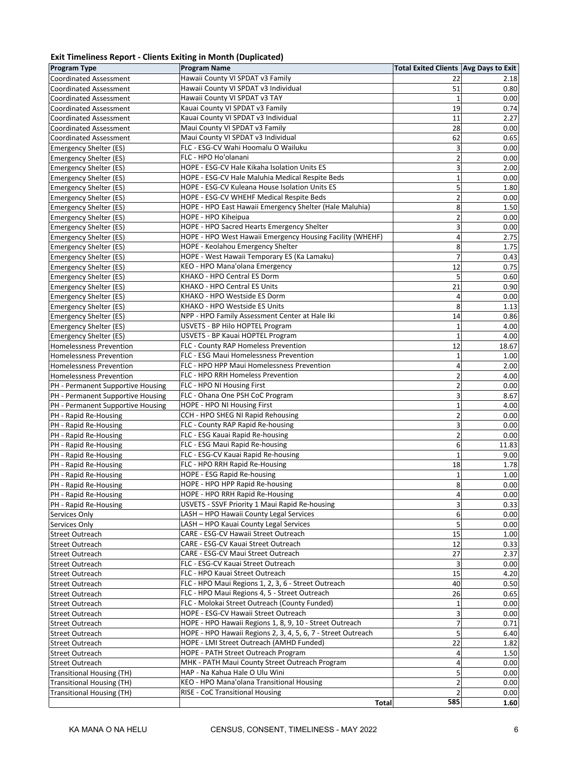**Exit Timeliness Report - Clients Exiting in Month (Duplicated)**

| Program Type | Program Name | Total Exited Clients | Avg Days to Exit |
|---|---|---|---|
| Coordinated Assessment | Hawaii County VI SPDAT v3 Family | 22 | 2.18 |
| Coordinated Assessment | Hawaii County VI SPDAT v3 Individual | 51 | 0.80 |
| Coordinated Assessment | Hawaii County VI SPDAT v3 TAY | 1 | 0.00 |
| Coordinated Assessment | Kauai County VI SPDAT v3 Family | 19 | 0.74 |
| Coordinated Assessment | Kauai County VI SPDAT v3 Individual | 11 | 2.27 |
| Coordinated Assessment | Maui County VI SPDAT v3 Family | 28 | 0.00 |
| Coordinated Assessment | Maui County VI SPDAT v3 Individual | 62 | 0.65 |
| Emergency Shelter (ES) | FLC - ESG-CV Wahi Hoomalu O Wailuku | 3 | 0.00 |
| Emergency Shelter (ES) | FLC - HPO Ho'olanani | 2 | 0.00 |
| Emergency Shelter (ES) | HOPE - ESG-CV Hale Kikaha Isolation Units ES | 3 | 2.00 |
| Emergency Shelter (ES) | HOPE - ESG-CV Hale Maluhia Medical Respite Beds | 1 | 0.00 |
| Emergency Shelter (ES) | HOPE - ESG-CV Kuleana House Isolation Units ES | 5 | 1.80 |
| Emergency Shelter (ES) | HOPE - ESG-CV WHEHF Medical Respite Beds | 2 | 0.00 |
| Emergency Shelter (ES) | HOPE - HPO East Hawaii Emergency Shelter (Hale Maluhia) | 8 | 1.50 |
| Emergency Shelter (ES) | HOPE - HPO Kiheipua | 2 | 0.00 |
| Emergency Shelter (ES) | HOPE - HPO Sacred Hearts Emergency Shelter | 3 | 0.00 |
| Emergency Shelter (ES) | HOPE - HPO West Hawaii Emergency Housing Facility (WHEHF) | 4 | 2.75 |
| Emergency Shelter (ES) | HOPE - Keolahou Emergency Shelter | 8 | 1.75 |
| Emergency Shelter (ES) | HOPE - West Hawaii Temporary ES (Ka Lamaku) | 7 | 0.43 |
| Emergency Shelter (ES) | KEO - HPO Mana'olana Emergency | 12 | 0.75 |
| Emergency Shelter (ES) | KHAKO - HPO Central ES Dorm | 5 | 0.60 |
| Emergency Shelter (ES) | KHAKO - HPO Central ES Units | 21 | 0.90 |
| Emergency Shelter (ES) | KHAKO - HPO Westside ES Dorm | 4 | 0.00 |
| Emergency Shelter (ES) | KHAKO - HPO Westside ES Units | 8 | 1.13 |
| Emergency Shelter (ES) | NPP - HPO Family Assessment Center at Hale Iki | 14 | 0.86 |
| Emergency Shelter (ES) | USVETS - BP Hilo HOPTEL Program | 1 | 4.00 |
| Emergency Shelter (ES) | USVETS - BP Kauai HOPTEL Program | 1 | 4.00 |
| Homelessness Prevention | FLC - County RAP Homeless Prevention | 12 | 18.67 |
| Homelessness Prevention | FLC - ESG Maui Homelessness Prevention | 1 | 1.00 |
| Homelessness Prevention | FLC - HPO HPP Maui Homelessness Prevention | 4 | 2.00 |
| Homelessness Prevention | FLC - HPO RRH Homeless Prevention | 2 | 4.00 |
| PH - Permanent Supportive Housing | FLC - HPO NI Housing First | 2 | 0.00 |
| PH - Permanent Supportive Housing | FLC - Ohana One PSH CoC Program | 3 | 8.67 |
| PH - Permanent Supportive Housing | HOPE - HPO NI Housing First | 1 | 4.00 |
| PH - Rapid Re-Housing | CCH - HPO SHEG NI Rapid Rehousing | 2 | 0.00 |
| PH - Rapid Re-Housing | FLC - County RAP Rapid Re-housing | 3 | 0.00 |
| PH - Rapid Re-Housing | FLC - ESG Kauai Rapid Re-housing | 2 | 0.00 |
| PH - Rapid Re-Housing | FLC - ESG Maui Rapid Re-housing | 6 | 11.83 |
| PH - Rapid Re-Housing | FLC - ESG-CV Kauai Rapid Re-housing | 1 | 9.00 |
| PH - Rapid Re-Housing | FLC - HPO RRH Rapid Re-Housing | 18 | 1.78 |
| PH - Rapid Re-Housing | HOPE - ESG Rapid Re-housing | 1 | 1.00 |
| PH - Rapid Re-Housing | HOPE - HPO HPP Rapid Re-housing | 8 | 0.00 |
| PH - Rapid Re-Housing | HOPE - HPO RRH Rapid Re-Housing | 4 | 0.00 |
| PH - Rapid Re-Housing | USVETS - SSVF Priority 1 Maui Rapid Re-housing | 3 | 0.33 |
| Services Only | LASH – HPO Hawaii County Legal Services | 6 | 0.00 |
| Services Only | LASH – HPO Kauai County Legal Services | 5 | 0.00 |
| Street Outreach | CARE - ESG-CV Hawaii Street Outreach | 15 | 1.00 |
| Street Outreach | CARE - ESG-CV Kauai Street Outreach | 12 | 0.33 |
| Street Outreach | CARE - ESG-CV Maui Street Outreach | 27 | 2.37 |
| Street Outreach | FLC - ESG-CV Kauai Street Outreach | 3 | 0.00 |
| Street Outreach | FLC - HPO Kauai Street Outreach | 15 | 4.20 |
| Street Outreach | FLC - HPO Maui Regions 1, 2, 3, 6 - Street Outreach | 40 | 0.50 |
| Street Outreach | FLC - HPO Maui Regions 4, 5 - Street Outreach | 26 | 0.65 |
| Street Outreach | FLC - Molokai Street Outreach (County Funded) | 1 | 0.00 |
| Street Outreach | HOPE - ESG-CV Hawaii Street Outreach | 3 | 0.00 |
| Street Outreach | HOPE - HPO Hawaii Regions 1, 8, 9, 10 - Street Outreach | 7 | 0.71 |
| Street Outreach | HOPE - HPO Hawaii Regions 2, 3, 4, 5, 6, 7 - Street Outreach | 5 | 6.40 |
| Street Outreach | HOPE - LMI Street Outreach (AMHD Funded) | 22 | 1.82 |
| Street Outreach | HOPE - PATH Street Outreach Program | 4 | 1.50 |
| Street Outreach | MHK - PATH Maui County Street Outreach Program | 4 | 0.00 |
| Transitional Housing (TH) | HAP - Na Kahua Hale O Ulu Wini | 5 | 0.00 |
| Transitional Housing (TH) | KEO - HPO Mana'olana Transitional Housing | 2 | 0.00 |
| Transitional Housing (TH) | RISE - CoC Transitional Housing | 2 | 0.00 |
| | **Total** | **585** | **1.60** |